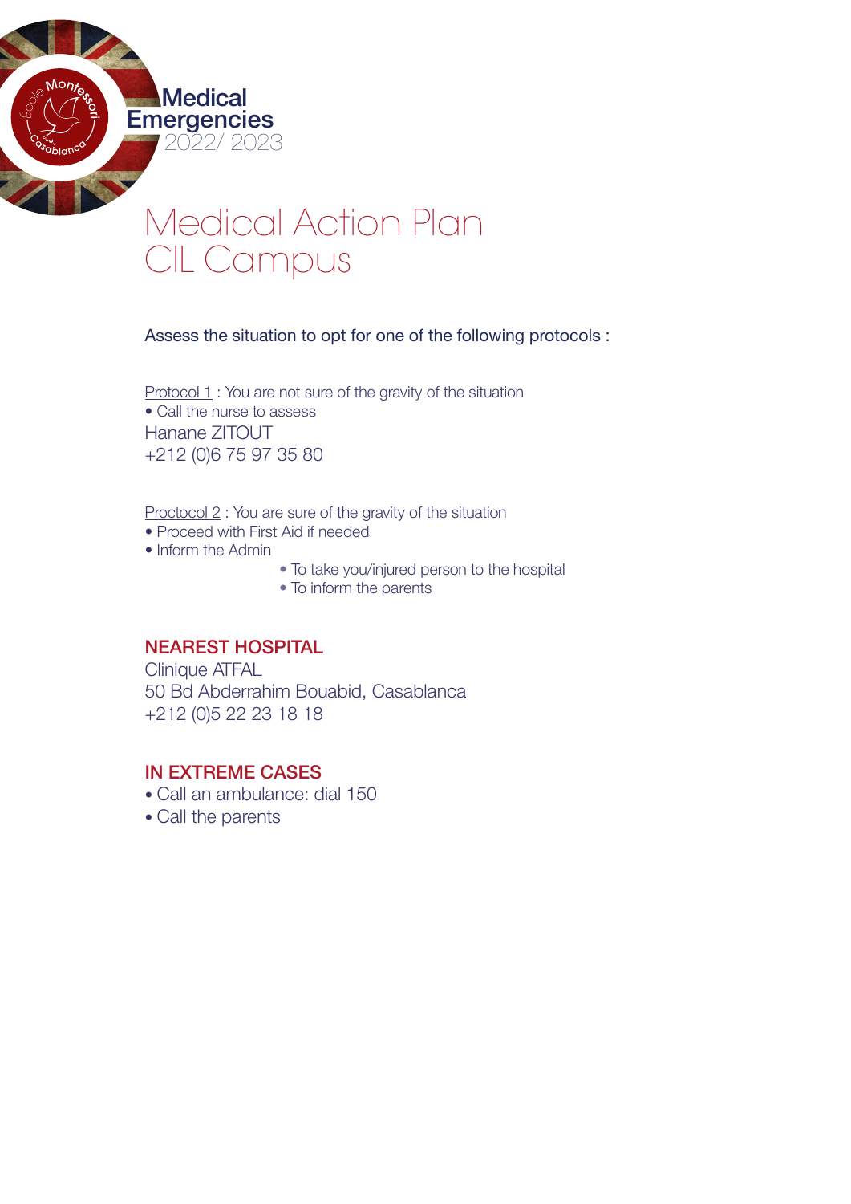Medical Emergencies
2022/ 2023

# Medical Action Plan
# CIL Campus

Assess the situation to opt for one of the following protocols :

Protocol 1 : You are not sure of the gravity of the situation
- Call the nurse to assess

Hanane ZITOUT
+212 (0)6 75 97 35 80

Proctocol 2 : You are sure of the gravity of the situation
- Proceed with First Aid if needed
- Inform the Admin
    - To take you/injured person to the hospital
    - To inform the parents

## NEAREST HOSPITAL

Clinique ATFAL
50 Bd Abderrahim Bouabid, Casablanca
+212 (0)5 22 23 18 18

## IN EXTREME CASES

- Call an ambulance: dial 150
- Call the parents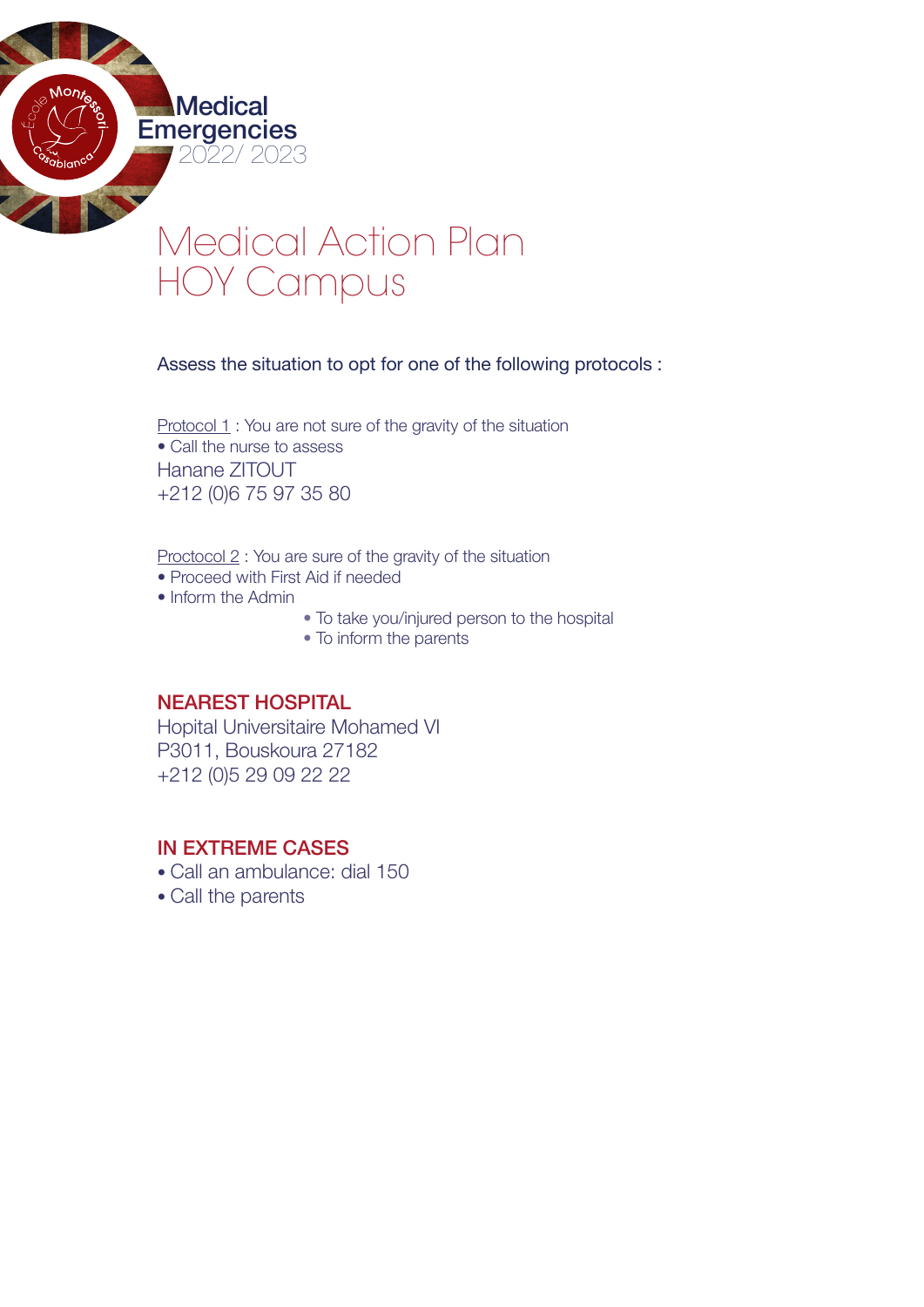Medical
Emergencies
2022/ 2023

# Medical Action Plan
# HOY Campus

Assess the situation to opt for one of the following protocols :

Protocol 1 : You are not sure of the gravity of the situation

- Call the nurse to assess

Hanane ZITOUT
+212 (0)6 75 97 35 80

Proctocol 2 : You are sure of the gravity of the situation

- Proceed with First Aid if needed
- Inform the Admin
    - To take you/injured person to the hospital
    - To inform the parents

## NEAREST HOSPITAL

Hopital Universitaire Mohamed VI
P3011, Bouskoura 27182
+212 (0)5 29 09 22 22

## IN EXTREME CASES

- Call an ambulance: dial 150
- Call the parents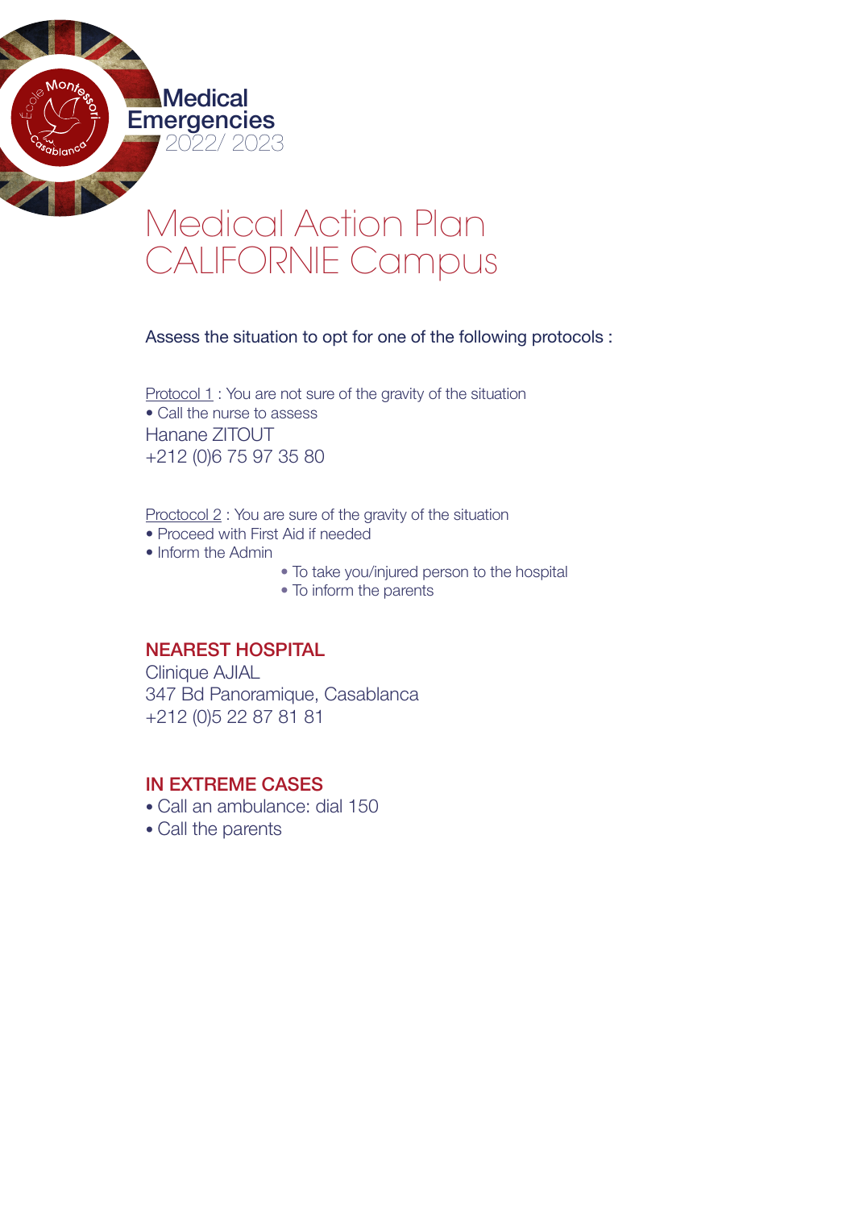École Montessori Casablanca

**Medical Emergencies**
2022/ 2023

# Medical Action Plan
# CALIFORNIE Campus

Assess the situation to opt for one of the following protocols :

Protocol 1 : You are not sure of the gravity of the situation

- Call the nurse to assess

Hanane ZITOUT
+212 (0)6 75 97 35 80

Proctocol 2 : You are sure of the gravity of the situation

- Proceed with First Aid if needed
- Inform the Admin
  - To take you/injured person to the hospital
  - To inform the parents

## NEAREST HOSPITAL

Clinique AJIAL
347 Bd Panoramique, Casablanca
+212 (0)5 22 87 81 81

## IN EXTREME CASES

- Call an ambulance: dial 150
- Call the parents